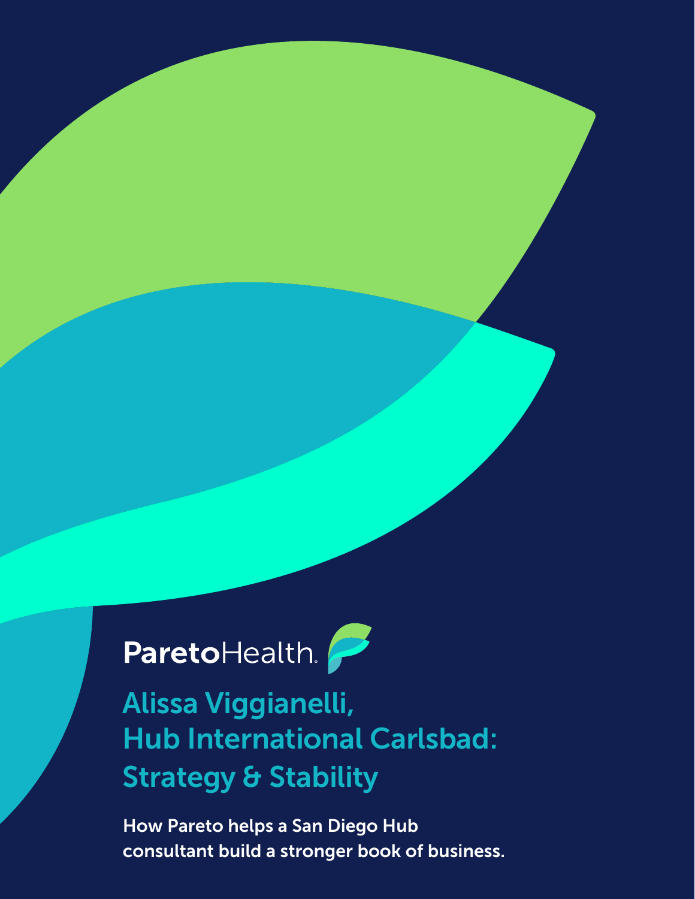ParetoHealth.

# Alissa Viggianelli, Hub International Carlsbad: Strategy & Stability

**How Pareto helps a San Diego Hub consultant build a stronger book of business.**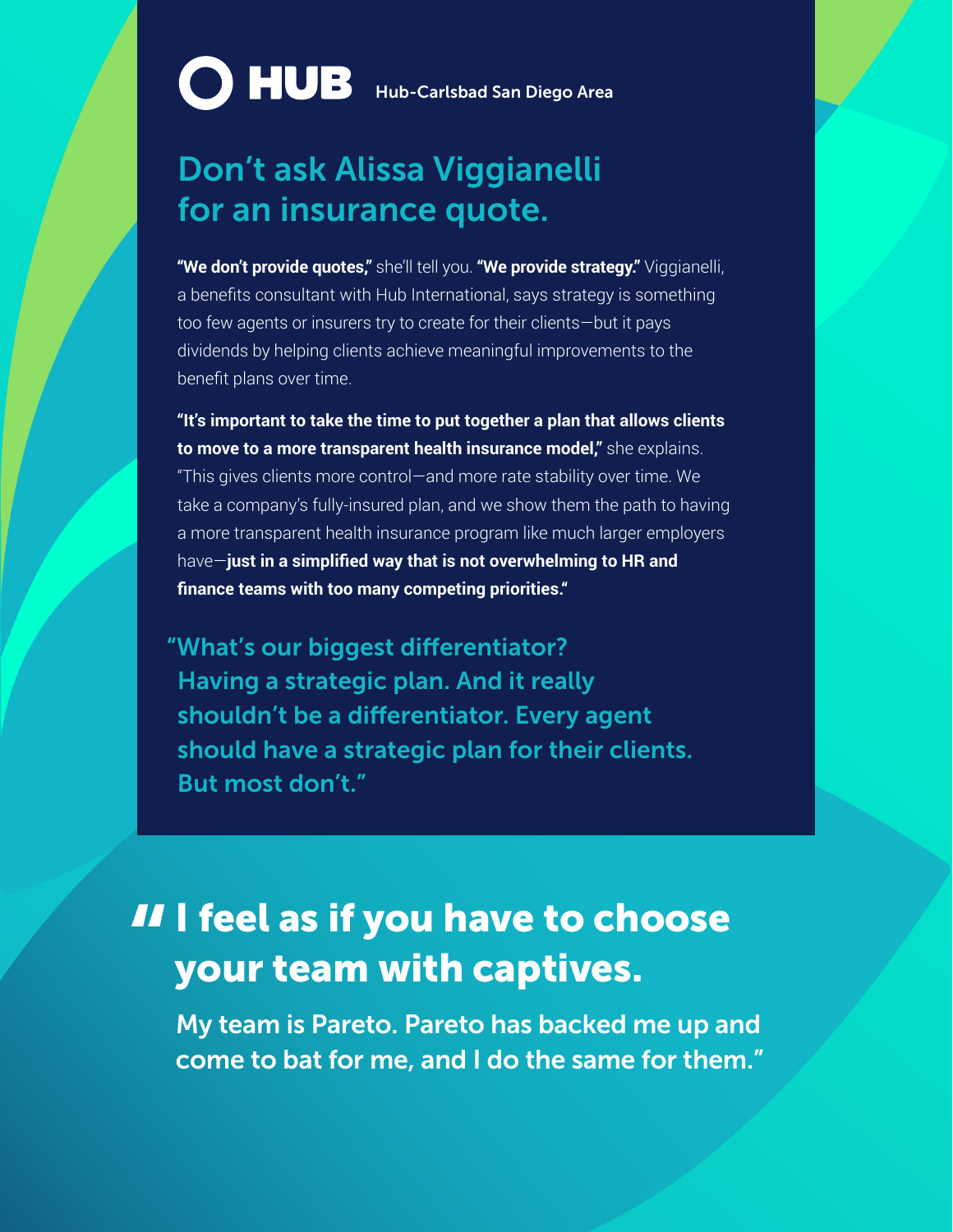**HUB** Hub-Carlsbad San Diego Area

## Don't ask Alissa Viggianelli for an insurance quote.

**"We don't provide quotes,"** she'll tell you. **"We provide strategy."** Viggianelli, a benefits consultant with Hub International, says strategy is something too few agents or insurers try to create for their clients—but it pays dividends by helping clients achieve meaningful improvements to the benefit plans over time.

**"It's important to take the time to put together a plan that allows clients to move to a more transparent health insurance model,"** she explains. "This gives clients more control—and more rate stability over time. We take a company's fully-insured plan, and we show them the path to having a more transparent health insurance program like much larger employers have—**just in a simplified way that is not overwhelming to HR and finance teams with too many competing priorities.**"

"What's our biggest differentiator? Having a strategic plan. And it really shouldn't be a differentiator. Every agent should have a strategic plan for their clients. But most don't."

## "I feel as if you have to choose your team with captives.

My team is Pareto. Pareto has backed me up and come to bat for me, and I do the same for them."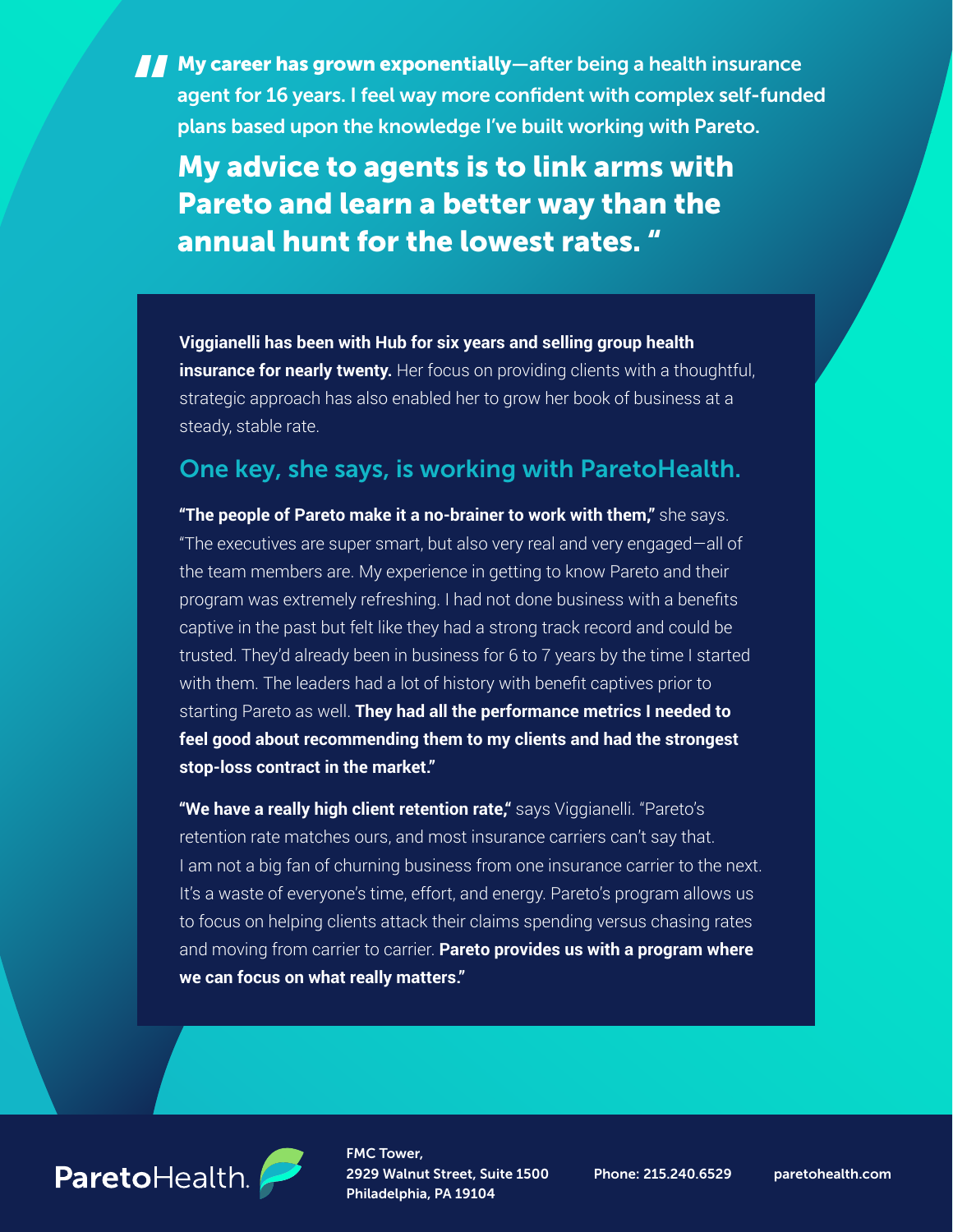> **My career has grown exponentially**—after being a health insurance agent for 16 years. I feel way more confident with complex self-funded plans based upon the knowledge I've built working with Pareto.
>
> **My advice to agents is to link arms with Pareto and learn a better way than the annual hunt for the lowest rates. "**

**Viggianelli has been with Hub for six years and selling group health insurance for nearly twenty.** Her focus on providing clients with a thoughtful, strategic approach has also enabled her to grow her book of business at a steady, stable rate.

## One key, she says, is working with ParetoHealth.

**"The people of Pareto make it a no-brainer to work with them,"** she says. "The executives are super smart, but also very real and very engaged—all of the team members are. My experience in getting to know Pareto and their program was extremely refreshing. I had not done business with a benefits captive in the past but felt like they had a strong track record and could be trusted. They'd already been in business for 6 to 7 years by the time I started with them. The leaders had a lot of history with benefit captives prior to starting Pareto as well. **They had all the performance metrics I needed to feel good about recommending them to my clients and had the strongest stop-loss contract in the market."**

**"We have a really high client retention rate,"** says Viggianelli. "Pareto's retention rate matches ours, and most insurance carriers can't say that. I am not a big fan of churning business from one insurance carrier to the next. It's a waste of everyone's time, effort, and energy. Pareto's program allows us to focus on helping clients attack their claims spending versus chasing rates and moving from carrier to carrier. **Pareto provides us with a program where we can focus on what really matters."**

ParetoHealth.

FMC Tower,
2929 Walnut Street, Suite 1500
Philadelphia, PA 19104

Phone: 215.240.6529

paretohealth.com